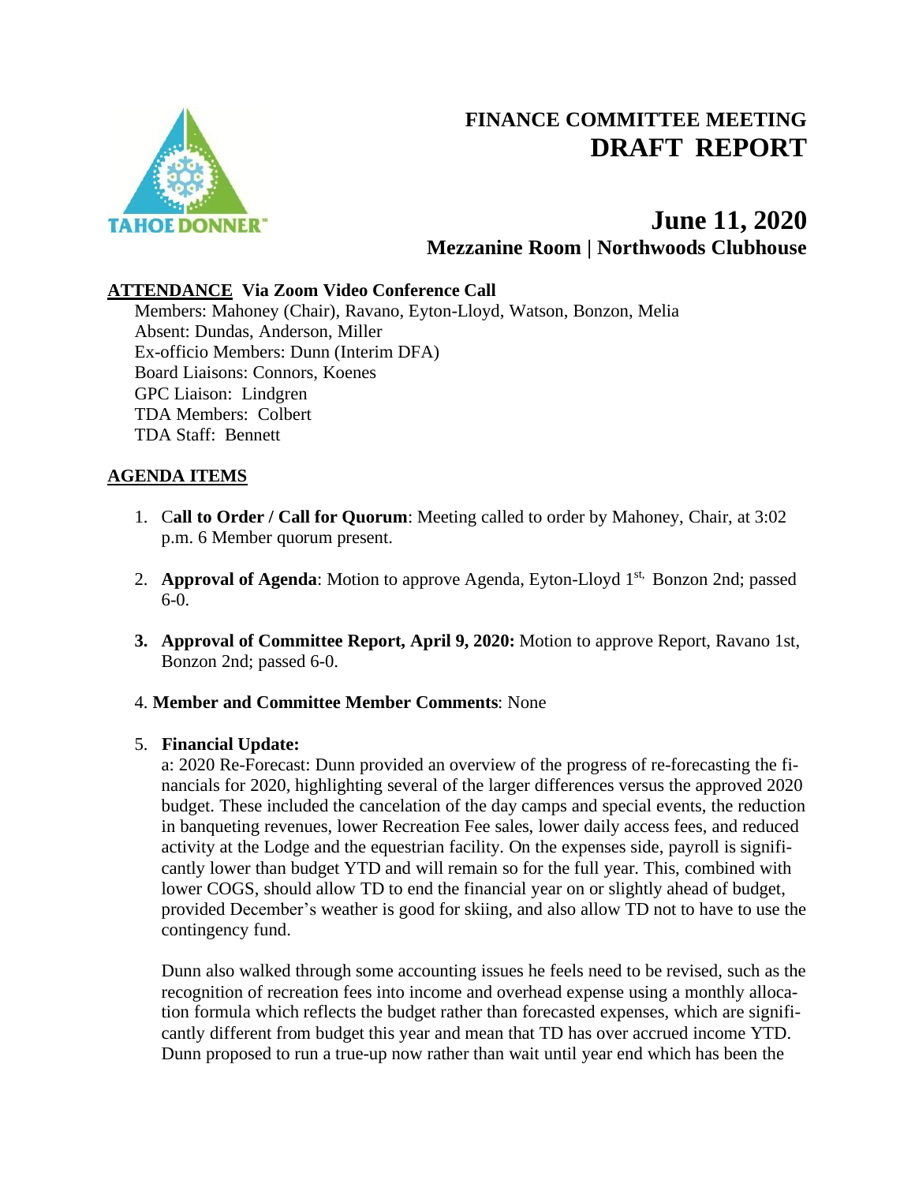# FINANCE COMMITTEE MEETING
# DRAFT REPORT

## June 11, 2020
### Mezzanine Room | Northwoods Clubhouse

**ATTENDANCE Via Zoom Video Conference Call**

Members: Mahoney (Chair), Ravano, Eyton-Lloyd, Watson, Bonzon, Melia
Absent: Dundas, Anderson, Miller
Ex-officio Members: Dunn (Interim DFA)
Board Liaisons: Connors, Koenes
GPC Liaison: Lindgren
TDA Members: Colbert
TDA Staff: Bennett

**AGENDA ITEMS**

1. C**all to Order / Call for Quorum**: Meeting called to order by Mahoney, Chair, at 3:02 p.m. 6 Member quorum present.

2. **Approval of Agenda**: Motion to approve Agenda, Eyton-Lloyd 1st, Bonzon 2nd; passed 6-0.

3. **Approval of Committee Report, April 9, 2020:** Motion to approve Report, Ravano 1st, Bonzon 2nd; passed 6-0.

4. **Member and Committee Member Comments**: None

5. **Financial Update:**

   a: 2020 Re-Forecast: Dunn provided an overview of the progress of re-forecasting the financials for 2020, highlighting several of the larger differences versus the approved 2020 budget. These included the cancelation of the day camps and special events, the reduction in banqueting revenues, lower Recreation Fee sales, lower daily access fees, and reduced activity at the Lodge and the equestrian facility. On the expenses side, payroll is significantly lower than budget YTD and will remain so for the full year. This, combined with lower COGS, should allow TD to end the financial year on or slightly ahead of budget, provided December's weather is good for skiing, and also allow TD not to have to use the contingency fund.

   Dunn also walked through some accounting issues he feels need to be revised, such as the recognition of recreation fees into income and overhead expense using a monthly allocation formula which reflects the budget rather than forecasted expenses, which are significantly different from budget this year and mean that TD has over accrued income YTD. Dunn proposed to run a true-up now rather than wait until year end which has been the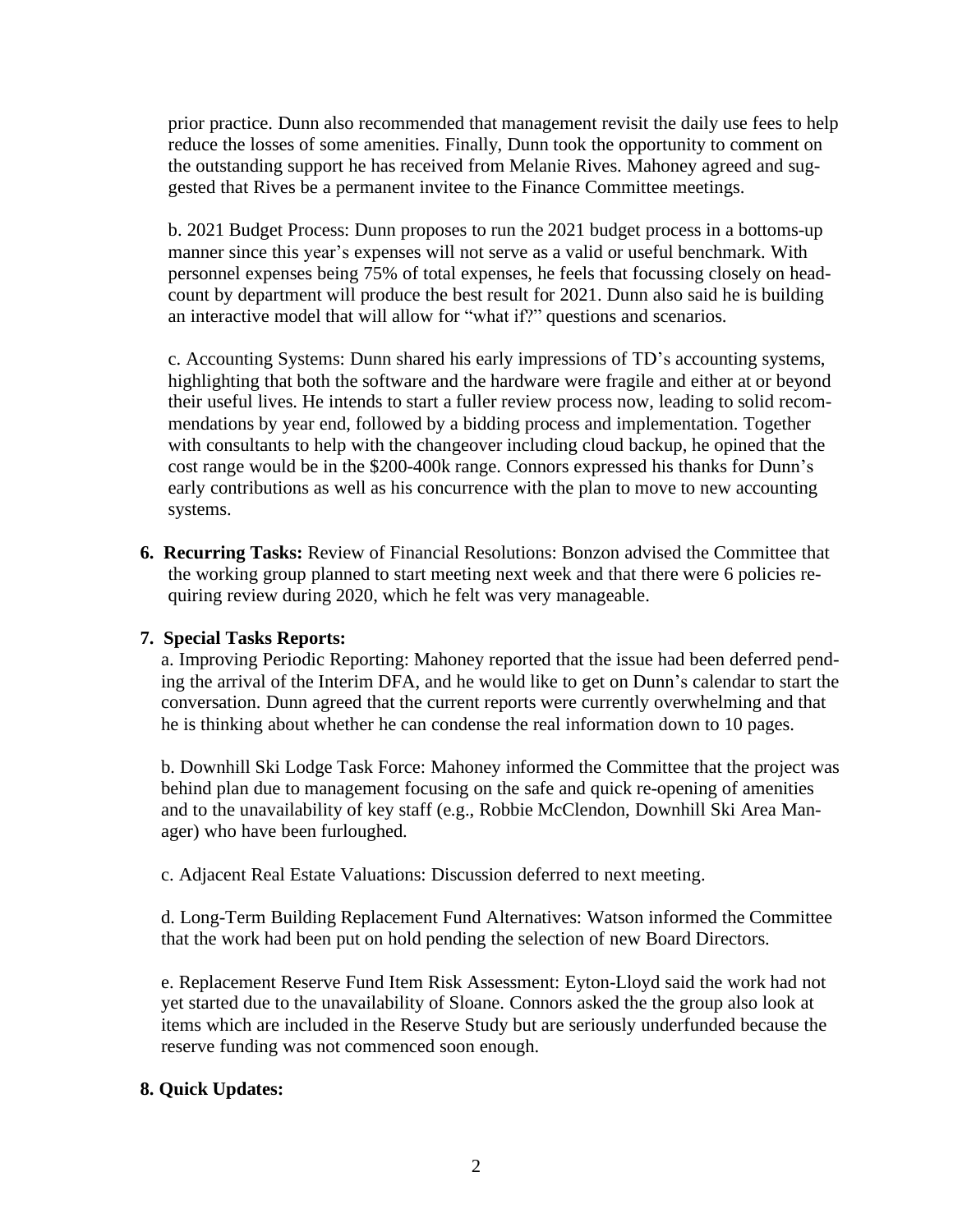prior practice. Dunn also recommended that management revisit the daily use fees to help reduce the losses of some amenities. Finally, Dunn took the opportunity to comment on the outstanding support he has received from Melanie Rives. Mahoney agreed and suggested that Rives be a permanent invitee to the Finance Committee meetings.

b. 2021 Budget Process: Dunn proposes to run the 2021 budget process in a bottoms-up manner since this year's expenses will not serve as a valid or useful benchmark. With personnel expenses being 75% of total expenses, he feels that focussing closely on headcount by department will produce the best result for 2021. Dunn also said he is building an interactive model that will allow for "what if?" questions and scenarios.

c. Accounting Systems: Dunn shared his early impressions of TD's accounting systems, highlighting that both the software and the hardware were fragile and either at or beyond their useful lives. He intends to start a fuller review process now, leading to solid recommendations by year end, followed by a bidding process and implementation. Together with consultants to help with the changeover including cloud backup, he opined that the cost range would be in the $200-400k range. Connors expressed his thanks for Dunn's early contributions as well as his concurrence with the plan to move to new accounting systems.

**6. Recurring Tasks:** Review of Financial Resolutions: Bonzon advised the Committee that the working group planned to start meeting next week and that there were 6 policies requiring review during 2020, which he felt was very manageable.

**7. Special Tasks Reports:**

a. Improving Periodic Reporting: Mahoney reported that the issue had been deferred pending the arrival of the Interim DFA, and he would like to get on Dunn's calendar to start the conversation. Dunn agreed that the current reports were currently overwhelming and that he is thinking about whether he can condense the real information down to 10 pages.

b. Downhill Ski Lodge Task Force: Mahoney informed the Committee that the project was behind plan due to management focusing on the safe and quick re-opening of amenities and to the unavailability of key staff (e.g., Robbie McClendon, Downhill Ski Area Manager) who have been furloughed.

c. Adjacent Real Estate Valuations: Discussion deferred to next meeting.

d. Long-Term Building Replacement Fund Alternatives: Watson informed the Committee that the work had been put on hold pending the selection of new Board Directors.

e. Replacement Reserve Fund Item Risk Assessment: Eyton-Lloyd said the work had not yet started due to the unavailability of Sloane. Connors asked the the group also look at items which are included in the Reserve Study but are seriously underfunded because the reserve funding was not commenced soon enough.

**8. Quick Updates:**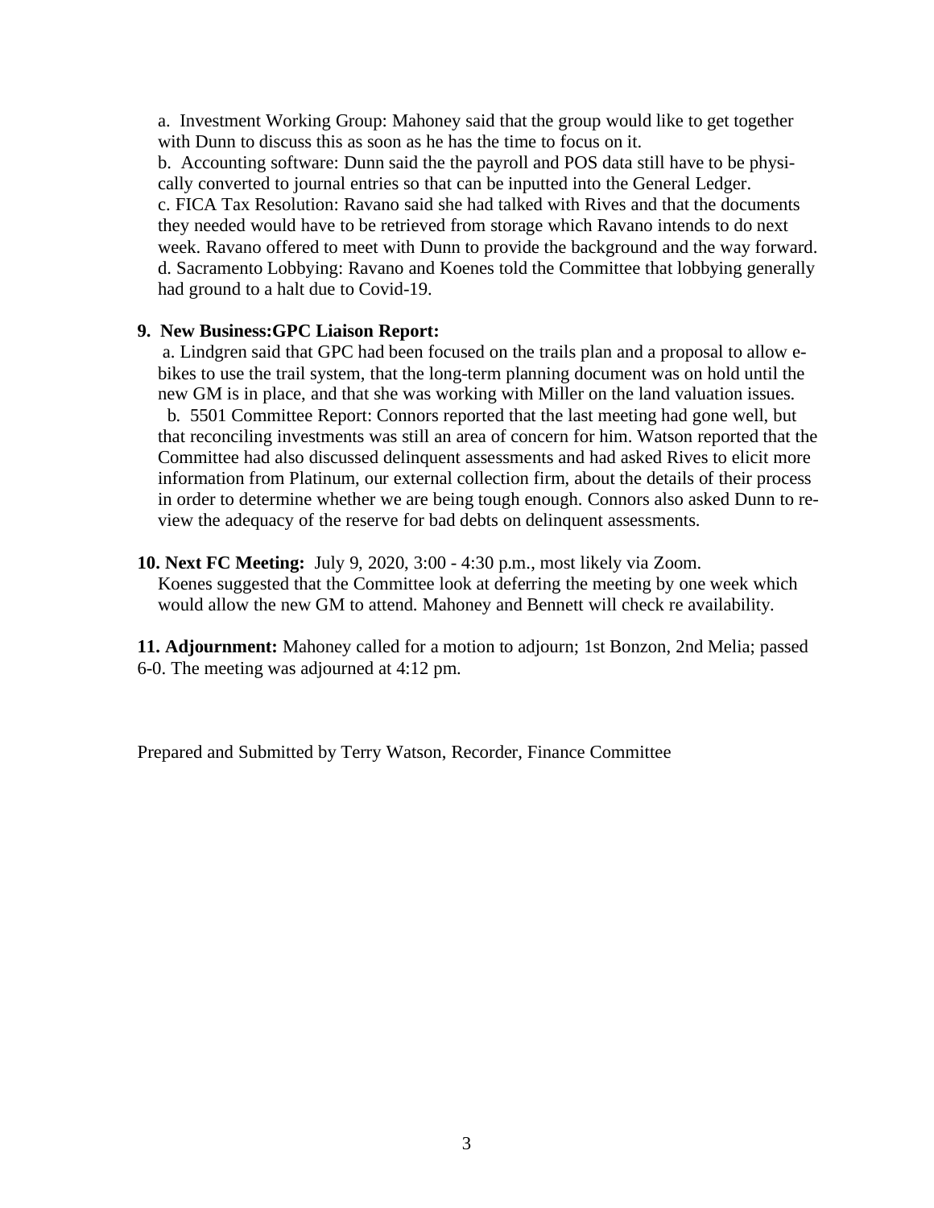a. Investment Working Group: Mahoney said that the group would like to get together with Dunn to discuss this as soon as he has the time to focus on it.
b. Accounting software: Dunn said the the payroll and POS data still have to be physically converted to journal entries so that can be inputted into the General Ledger.
c. FICA Tax Resolution: Ravano said she had talked with Rives and that the documents they needed would have to be retrieved from storage which Ravano intends to do next week. Ravano offered to meet with Dunn to provide the background and the way forward.
d. Sacramento Lobbying: Ravano and Koenes told the Committee that lobbying generally had ground to a halt due to Covid-19.

**9. New Business:GPC Liaison Report:**

a. Lindgren said that GPC had been focused on the trails plan and a proposal to allow e-bikes to use the trail system, that the long-term planning document was on hold until the new GM is in place, and that she was working with Miller on the land valuation issues.
b. 5501 Committee Report: Connors reported that the last meeting had gone well, but that reconciling investments was still an area of concern for him. Watson reported that the Committee had also discussed delinquent assessments and had asked Rives to elicit more information from Platinum, our external collection firm, about the details of their process in order to determine whether we are being tough enough. Connors also asked Dunn to review the adequacy of the reserve for bad debts on delinquent assessments.

**10. Next FC Meeting:** July 9, 2020, 3:00 - 4:30 p.m., most likely via Zoom.
Koenes suggested that the Committee look at deferring the meeting by one week which would allow the new GM to attend. Mahoney and Bennett will check re availability.

**11. Adjournment:** Mahoney called for a motion to adjourn; 1st Bonzon, 2nd Melia; passed 6-0. The meeting was adjourned at 4:12 pm.

Prepared and Submitted by Terry Watson, Recorder, Finance Committee